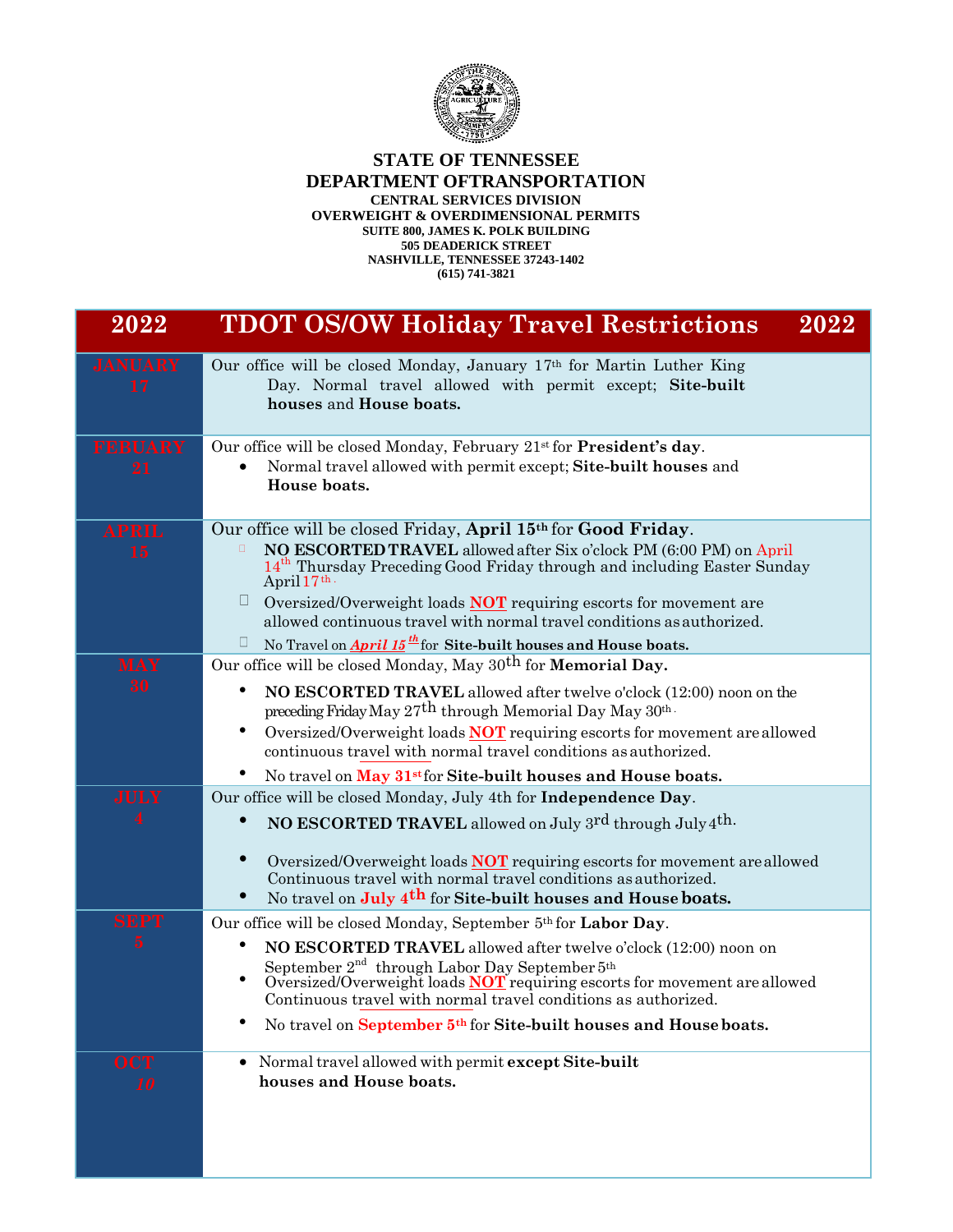**STATE OF TENNESSEE**
**DEPARTMENT OFTRANSPORTATION**
**CENTRAL SERVICES DIVISION**
**OVERWEIGHT & OVERDIMENSIONAL PERMITS**
**SUITE 800, JAMES K. POLK BUILDING**
**505 DEADERICK STREET**
**NASHVILLE, TENNESSEE 37243-1402**
**(615) 741-3821**

| 2022 | TDOT OS/OW Holiday Travel Restrictions 2022 |
|---|---|
| JANUARY 17 | Our office will be closed Monday, January 17th for Martin Luther King Day. Normal travel allowed with permit except; **Site-built houses** and **House boats.** |
| FEBUARY 21 | Our office will be closed Monday, February 21st for **President's day**.<br>• Normal travel allowed with permit except; **Site-built houses** and **House boats.** |
| APRIL 15 | Our office will be closed Friday, **April 15th** for **Good Friday**.<br>• **NO ESCORTED TRAVEL** allowed after Six o'clock PM (6:00 PM) on April 14th Thursday Preceding Good Friday through and including Easter Sunday April 17th.<br>• Oversized/Overweight loads **NOT** requiring escorts for movement are allowed continuous travel with normal travel conditions as authorized.<br>• No Travel on ***April 15th*** for **Site-built houses and House boats.** |
| MAY 30 | Our office will be closed Monday, May 30th for **Memorial Day.**<br>• **NO ESCORTED TRAVEL** allowed after twelve o'clock (12:00) noon on the preceding Friday May 27th through Memorial Day May 30th.<br>• Oversized/Overweight loads **NOT** requiring escorts for movement are allowed continuous travel with normal travel conditions as authorized.<br>• No travel on **May 31st** for **Site-built houses and House boats.** |
| JULY 4 | Our office will be closed Monday, July 4th for **Independence Day**.<br>• **NO ESCORTED TRAVEL** allowed on July 3rd through July 4th.<br>• Oversized/Overweight loads **NOT** requiring escorts for movement are allowed Continuous travel with normal travel conditions as authorized.<br>• No travel on **July 4th** for **Site-built houses and House boats.** |
| SEPT 5 | Our office will be closed Monday, September 5th for **Labor Day**.<br>• **NO ESCORTED TRAVEL** allowed after twelve o'clock (12:00) noon on September 2nd through Labor Day September 5th<br>• Oversized/Overweight loads **NOT** requiring escorts for movement are allowed Continuous travel with normal travel conditions as authorized.<br>• No travel on **September 5th** for **Site-built houses and House boats.** |
| OCT 10 | • Normal travel allowed with permit **except Site-built houses and House boats.** |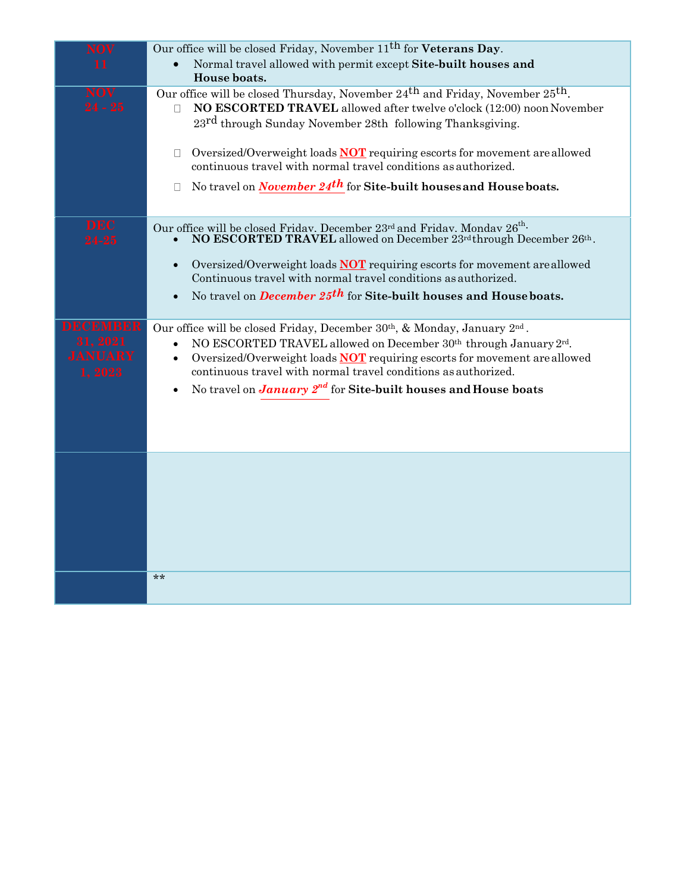| | |
|---|---|
| NOV 11 | Our office will be closed Friday, November 11th for **Veterans Day**.<br>• Normal travel allowed with permit except **Site-built houses and House boats.** |
| NOV 24 - 25 | Our office will be closed Thursday, November 24th and Friday, November 25th.<br>• **NO ESCORTED TRAVEL** allowed after twelve o'clock (12:00) noon November 23rd through Sunday November 28th following Thanksgiving.<br>• Oversized/Overweight loads **NOT** requiring escorts for movement are allowed continuous travel with normal travel conditions as authorized.<br>• No travel on ***November 24th*** for **Site-built houses and House boats.** |
| DEC 24-25 | Our office will be closed Friday. December 23rd and Friday. Monday 26th.<br>• **NO ESCORTED TRAVEL** allowed on December 23rd through December 26th.<br>• Oversized/Overweight loads **NOT** requiring escorts for movement are allowed Continuous travel with normal travel conditions as authorized.<br>• No travel on ***December 25th*** for **Site-built houses and House boats.** |
| DECEMBER 31, 2021 JANUARY 1, 2023 | Our office will be closed Friday, December 30th, & Monday, January 2nd.<br>• NO ESCORTED TRAVEL allowed on December 30th through January 2rd.<br>• Oversized/Overweight loads **NOT** requiring escorts for movement are allowed continuous travel with normal travel conditions as authorized.<br>• No travel on ***January 2nd*** for **Site-built houses and House boats** |
| | |
| | ** |